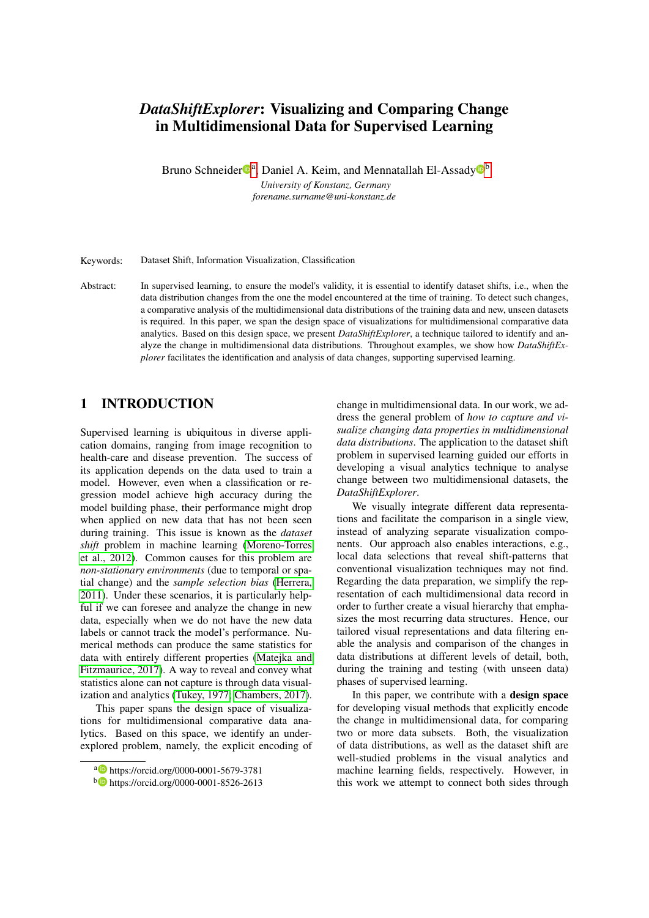# *DataShiftExplorer*: Visualizing and Comparing Change in Multidimensional Data for Supervised Learning

Bruno Schneider[a], Daniel A. Keim, and Mennatallah El-Assady[b]

*University of Konstanz, Germany*
*forename.surname@uni-konstanz.de*

Keywords: Dataset Shift, Information Visualization, Classification

Abstract: In supervised learning, to ensure the model's validity, it is essential to identify dataset shifts, i.e., when the data distribution changes from the one the model encountered at the time of training. To detect such changes, a comparative analysis of the multidimensional data distributions of the training data and new, unseen datasets is required. In this paper, we span the design space of visualizations for multidimensional comparative data analytics. Based on this design space, we present *DataShiftExplorer*, a technique tailored to identify and analyze the change in multidimensional data distributions. Throughout examples, we show how *DataShiftExplorer* facilitates the identification and analysis of data changes, supporting supervised learning.

## 1 INTRODUCTION

Supervised learning is ubiquitous in diverse application domains, ranging from image recognition to health-care and disease prevention. The success of its application depends on the data used to train a model. However, even when a classification or regression model achieve high accuracy during the model building phase, their performance might drop when applied on new data that has not been seen during training. This issue is known as the *dataset shift* problem in machine learning (Moreno-Torres et al., 2012). Common causes for this problem are *non-stationary environments* (due to temporal or spatial change) and the *sample selection bias* (Herrera, 2011). Under these scenarios, it is particularly helpful if we can foresee and analyze the change in new data, especially when we do not have the new data labels or cannot track the model's performance. Numerical methods can produce the same statistics for data with entirely different properties (Matejka and Fitzmaurice, 2017). A way to reveal and convey what statistics alone can not capture is through data visualization and analytics (Tukey, 1977; Chambers, 2017).

This paper spans the design space of visualizations for multidimensional comparative data analytics. Based on this space, we identify an under-explored problem, namely, the explicit encoding of change in multidimensional data. In our work, we address the general problem of *how to capture and visualize changing data properties in multidimensional data distributions*. The application to the dataset shift problem in supervised learning guided our efforts in developing a visual analytics technique to analyse change between two multidimensional datasets, the *DataShiftExplorer*.

We visually integrate different data representations and facilitate the comparison in a single view, instead of analyzing separate visualization components. Our approach also enables interactions, e.g., local data selections that reveal shift-patterns that conventional visualization techniques may not find. Regarding the data preparation, we simplify the representation of each multidimensional data record in order to further create a visual hierarchy that emphasizes the most recurring data structures. Hence, our tailored visual representations and data filtering enable the analysis and comparison of the changes in data distributions at different levels of detail, both, during the training and testing (with unseen data) phases of supervised learning.

In this paper, we contribute with a **design space** for developing visual methods that explicitly encode the change in multidimensional data, for comparing two or more data subsets. Both, the visualization of data distributions, as well as the dataset shift are well-studied problems in the visual analytics and machine learning fields, respectively. However, in this work we attempt to connect both sides through

[a] https://orcid.org/0000-0001-5679-3781
[b] https://orcid.org/0000-0001-8526-2613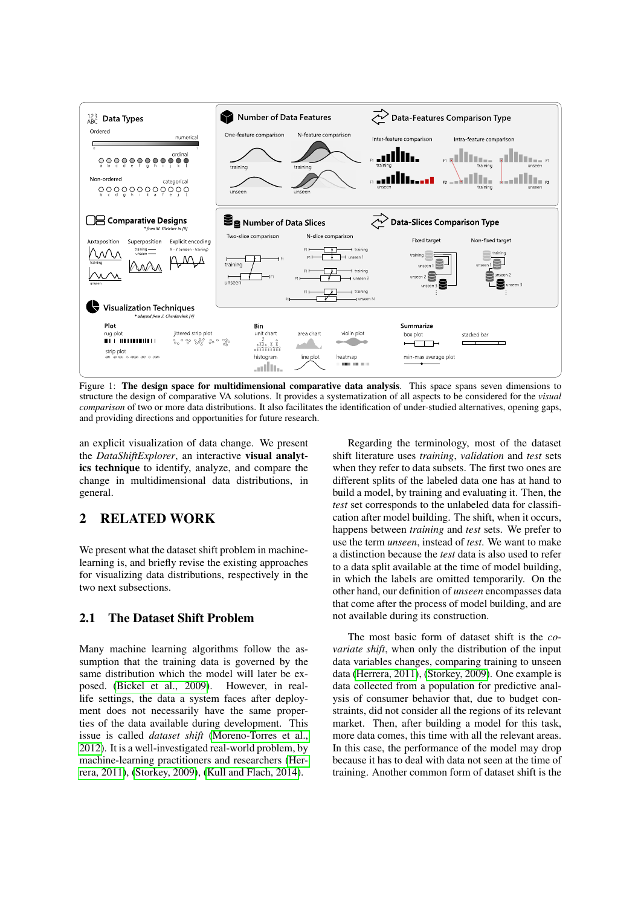Figure 1: **The design space for multidimensional comparative data analysis**. This space spans seven dimensions to structure the design of comparative VA solutions. It provides a systematization of all aspects to be considered for the *visual comparison* of two or more data distributions. It also facilitates the identification of under-studied alternatives, opening gaps, and providing directions and opportunities for future research.

an explicit visualization of data change. We present the *DataShiftExplorer*, an interactive **visual analytics technique** to identify, analyze, and compare the change in multidimensional data distributions, in general.

## 2 RELATED WORK

We present what the dataset shift problem in machine-learning is, and briefly revise the existing approaches for visualizing data distributions, respectively in the two next subsections.

### 2.1 The Dataset Shift Problem

Many machine learning algorithms follow the assumption that the training data is governed by the same distribution which the model will later be exposed. (Bickel et al., 2009). However, in real-life settings, the data a system faces after deployment does not necessarily have the same properties of the data available during development. This issue is called *dataset shift* (Moreno-Torres et al., 2012). It is a well-investigated real-world problem, by machine-learning practitioners and researchers (Herrera, 2011), (Storkey, 2009), (Kull and Flach, 2014).

Regarding the terminology, most of the dataset shift literature uses *training*, *validation* and *test* sets when they refer to data subsets. The first two ones are different splits of the labeled data one has at hand to build a model, by training and evaluating it. Then, the *test* set corresponds to the unlabeled data for classification after model building. The shift, when it occurs, happens between *training* and *test* sets. We prefer to use the term *unseen*, instead of *test*. We want to make a distinction because the *test* data is also used to refer to a data split available at the time of model building, in which the labels are omitted temporarily. On the other hand, our definition of *unseen* encompasses data that come after the process of model building, and are not available during its construction.

The most basic form of dataset shift is the *covariate shift*, when only the distribution of the input data variables changes, comparing training to unseen data (Herrera, 2011), (Storkey, 2009). One example is data collected from a population for predictive analysis of consumer behavior that, due to budget constraints, did not consider all the regions of its relevant market. Then, after building a model for this task, more data comes, this time with all the relevant areas. In this case, the performance of the model may drop because it has to deal with data not seen at the time of training. Another common form of dataset shift is the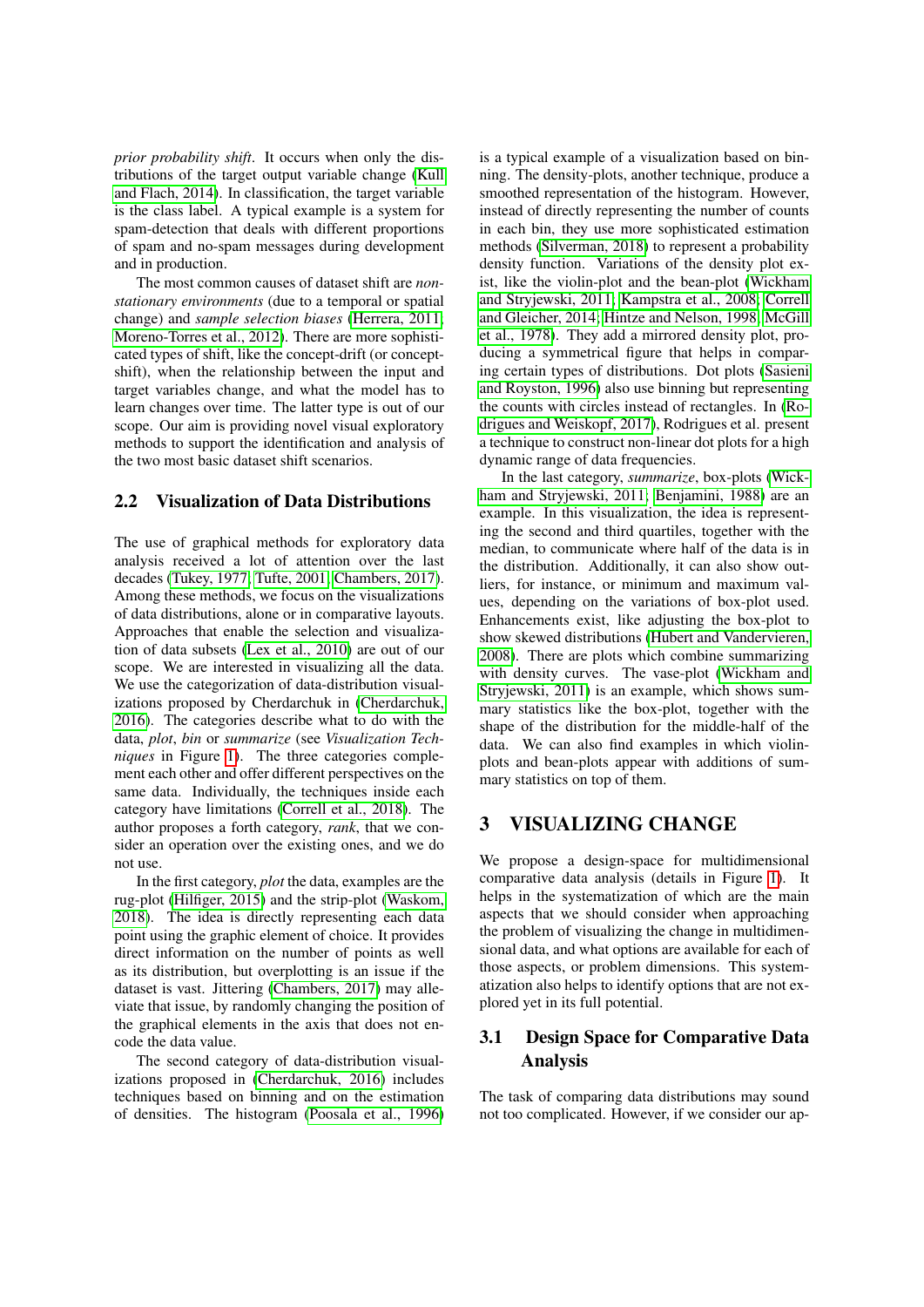*prior probability shift*. It occurs when only the distributions of the target output variable change (Kull and Flach, 2014). In classification, the target variable is the class label. A typical example is a system for spam-detection that deals with different proportions of spam and no-spam messages during development and in production.

The most common causes of dataset shift are *non-stationary environments* (due to a temporal or spatial change) and *sample selection biases* (Herrera, 2011; Moreno-Torres et al., 2012). There are more sophisticated types of shift, like the concept-drift (or concept-shift), when the relationship between the input and target variables change, and what the model has to learn changes over time. The latter type is out of our scope. Our aim is providing novel visual exploratory methods to support the identification and analysis of the two most basic dataset shift scenarios.

## 2.2 Visualization of Data Distributions

The use of graphical methods for exploratory data analysis received a lot of attention over the last decades (Tukey, 1977; Tufte, 2001; Chambers, 2017). Among these methods, we focus on the visualizations of data distributions, alone or in comparative layouts. Approaches that enable the selection and visualization of data subsets (Lex et al., 2010) are out of our scope. We are interested in visualizing all the data. We use the categorization of data-distribution visualizations proposed by Cherdarchuk in (Cherdarchuk, 2016). The categories describe what to do with the data, *plot*, *bin* or *summarize* (see *Visualization Techniques* in Figure 1). The three categories complement each other and offer different perspectives on the same data. Individually, the techniques inside each category have limitations (Correll et al., 2018). The author proposes a forth category, *rank*, that we consider an operation over the existing ones, and we do not use.

In the first category, *plot* the data, examples are the rug-plot (Hilfiger, 2015) and the strip-plot (Waskom, 2018). The idea is directly representing each data point using the graphic element of choice. It provides direct information on the number of points as well as its distribution, but overplotting is an issue if the dataset is vast. Jittering (Chambers, 2017) may alleviate that issue, by randomly changing the position of the graphical elements in the axis that does not encode the data value.

The second category of data-distribution visualizations proposed in (Cherdarchuk, 2016) includes techniques based on binning and on the estimation of densities. The histogram (Poosala et al., 1996) is a typical example of a visualization based on binning. The density-plots, another technique, produce a smoothed representation of the histogram. However, instead of directly representing the number of counts in each bin, they use more sophisticated estimation methods (Silverman, 2018) to represent a probability density function. Variations of the density plot exist, like the violin-plot and the bean-plot (Wickham and Stryjewski, 2011; Kampstra et al., 2008; Correll and Gleicher, 2014; Hintze and Nelson, 1998; McGill et al., 1978). They add a mirrored density plot, producing a symmetrical figure that helps in comparing certain types of distributions. Dot plots (Sasieni and Royston, 1996) also use binning but representing the counts with circles instead of rectangles. In (Rodrigues and Weiskopf, 2017), Rodrigues et al. present a technique to construct non-linear dot plots for a high dynamic range of data frequencies.

In the last category, *summarize*, box-plots (Wickham and Stryjewski, 2011; Benjamini, 1988) are an example. In this visualization, the idea is representing the second and third quartiles, together with the median, to communicate where half of the data is in the distribution. Additionally, it can also show outliers, for instance, or minimum and maximum values, depending on the variations of box-plot used. Enhancements exist, like adjusting the box-plot to show skewed distributions (Hubert and Vandervieren, 2008). There are plots which combine summarizing with density curves. The vase-plot (Wickham and Stryjewski, 2011) is an example, which shows summary statistics like the box-plot, together with the shape of the distribution for the middle-half of the data. We can also find examples in which violin-plots and bean-plots appear with additions of summary statistics on top of them.

# 3 VISUALIZING CHANGE

We propose a design-space for multidimensional comparative data analysis (details in Figure 1). It helps in the systematization of which are the main aspects that we should consider when approaching the problem of visualizing the change in multidimensional data, and what options are available for each of those aspects, or problem dimensions. This systematization also helps to identify options that are not explored yet in its full potential.

## 3.1 Design Space for Comparative Data Analysis

The task of comparing data distributions may sound not too complicated. However, if we consider our ap-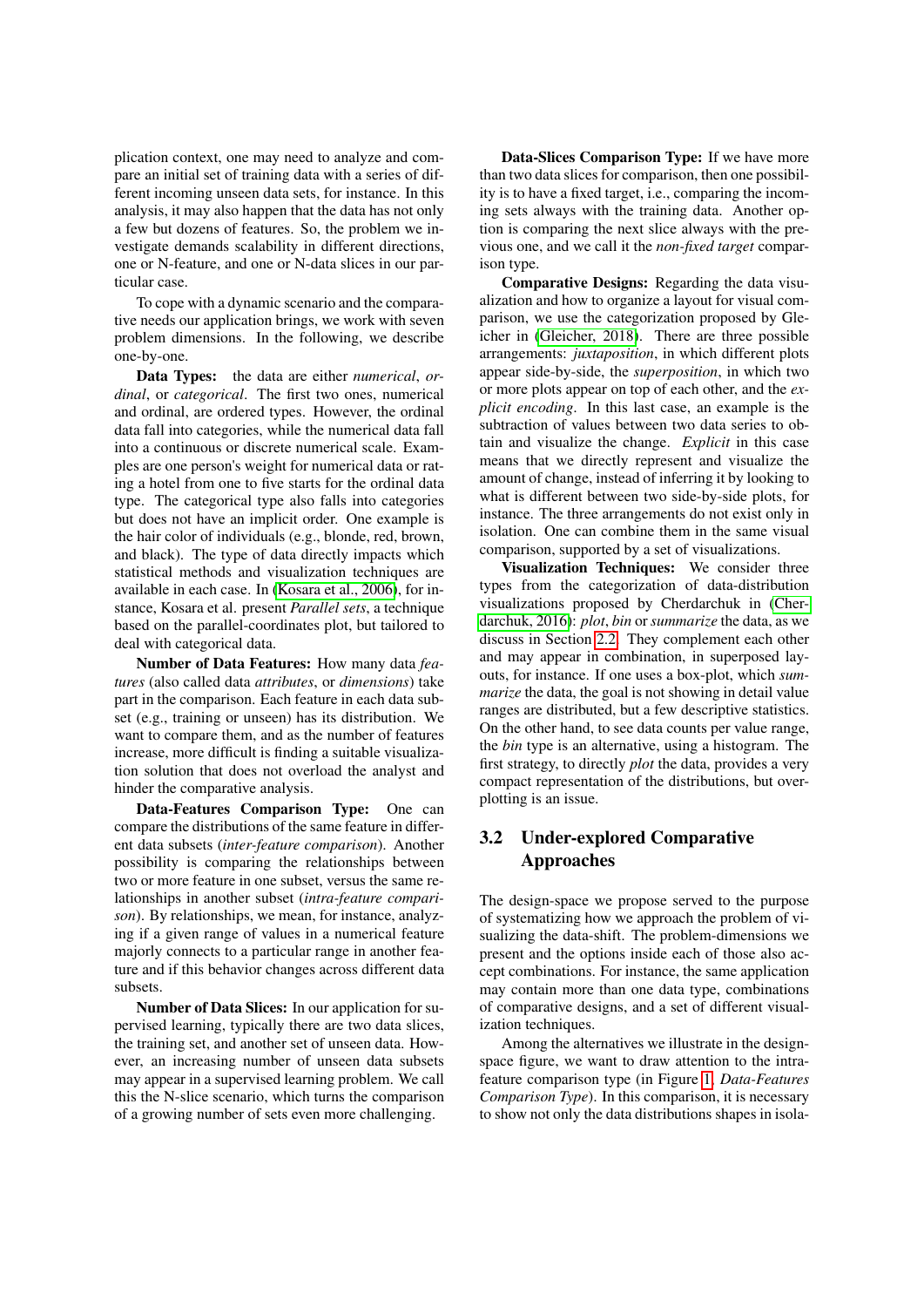plication context, one may need to analyze and compare an initial set of training data with a series of different incoming unseen data sets, for instance. In this analysis, it may also happen that the data has not only a few but dozens of features. So, the problem we investigate demands scalability in different directions, one or N-feature, and one or N-data slices in our particular case.

To cope with a dynamic scenario and the comparative needs our application brings, we work with seven problem dimensions. In the following, we describe one-by-one.

**Data Types:** the data are either *numerical*, *ordinal*, or *categorical*. The first two ones, numerical and ordinal, are ordered types. However, the ordinal data fall into categories, while the numerical data fall into a continuous or discrete numerical scale. Examples are one person's weight for numerical data or rating a hotel from one to five starts for the ordinal data type. The categorical type also falls into categories but does not have an implicit order. One example is the hair color of individuals (e.g., blonde, red, brown, and black). The type of data directly impacts which statistical methods and visualization techniques are available in each case. In (Kosara et al., 2006), for instance, Kosara et al. present *Parallel sets*, a technique based on the parallel-coordinates plot, but tailored to deal with categorical data.

**Number of Data Features:** How many data *features* (also called data *attributes*, or *dimensions*) take part in the comparison. Each feature in each data subset (e.g., training or unseen) has its distribution. We want to compare them, and as the number of features increase, more difficult is finding a suitable visualization solution that does not overload the analyst and hinder the comparative analysis.

**Data-Features Comparison Type:** One can compare the distributions of the same feature in different data subsets (*inter-feature comparison*). Another possibility is comparing the relationships between two or more feature in one subset, versus the same relationships in another subset (*intra-feature comparison*). By relationships, we mean, for instance, analyzing if a given range of values in a numerical feature majorly connects to a particular range in another feature and if this behavior changes across different data subsets.

**Number of Data Slices:** In our application for supervised learning, typically there are two data slices, the training set, and another set of unseen data. However, an increasing number of unseen data subsets may appear in a supervised learning problem. We call this the N-slice scenario, which turns the comparison of a growing number of sets even more challenging.

**Data-Slices Comparison Type:** If we have more than two data slices for comparison, then one possibility is to have a fixed target, i.e., comparing the incoming sets always with the training data. Another option is comparing the next slice always with the previous one, and we call it the *non-fixed target* comparison type.

**Comparative Designs:** Regarding the data visualization and how to organize a layout for visual comparison, we use the categorization proposed by Gleicher in (Gleicher, 2018). There are three possible arrangements: *juxtaposition*, in which different plots appear side-by-side, the *superposition*, in which two or more plots appear on top of each other, and the *explicit encoding*. In this last case, an example is the subtraction of values between two data series to obtain and visualize the change. *Explicit* in this case means that we directly represent and visualize the amount of change, instead of inferring it by looking to what is different between two side-by-side plots, for instance. The three arrangements do not exist only in isolation. One can combine them in the same visual comparison, supported by a set of visualizations.

**Visualization Techniques:** We consider three types from the categorization of data-distribution visualizations proposed by Cherdarchuk in (Cherdarchuk, 2016): *plot*, *bin* or *summarize* the data, as we discuss in Section 2.2. They complement each other and may appear in combination, in superposed layouts, for instance. If one uses a box-plot, which *summarize* the data, the goal is not showing in detail value ranges are distributed, but a few descriptive statistics. On the other hand, to see data counts per value range, the *bin* type is an alternative, using a histogram. The first strategy, to directly *plot* the data, provides a very compact representation of the distributions, but overplotting is an issue.

## 3.2 Under-explored Comparative Approaches

The design-space we propose served to the purpose of systematizing how we approach the problem of visualizing the data-shift. The problem-dimensions we present and the options inside each of those also accept combinations. For instance, the same application may contain more than one data type, combinations of comparative designs, and a set of different visualization techniques.

Among the alternatives we illustrate in the design-space figure, we want to draw attention to the intra-feature comparison type (in Figure 1, *Data-Features Comparison Type*). In this comparison, it is necessary to show not only the data distributions shapes in isola-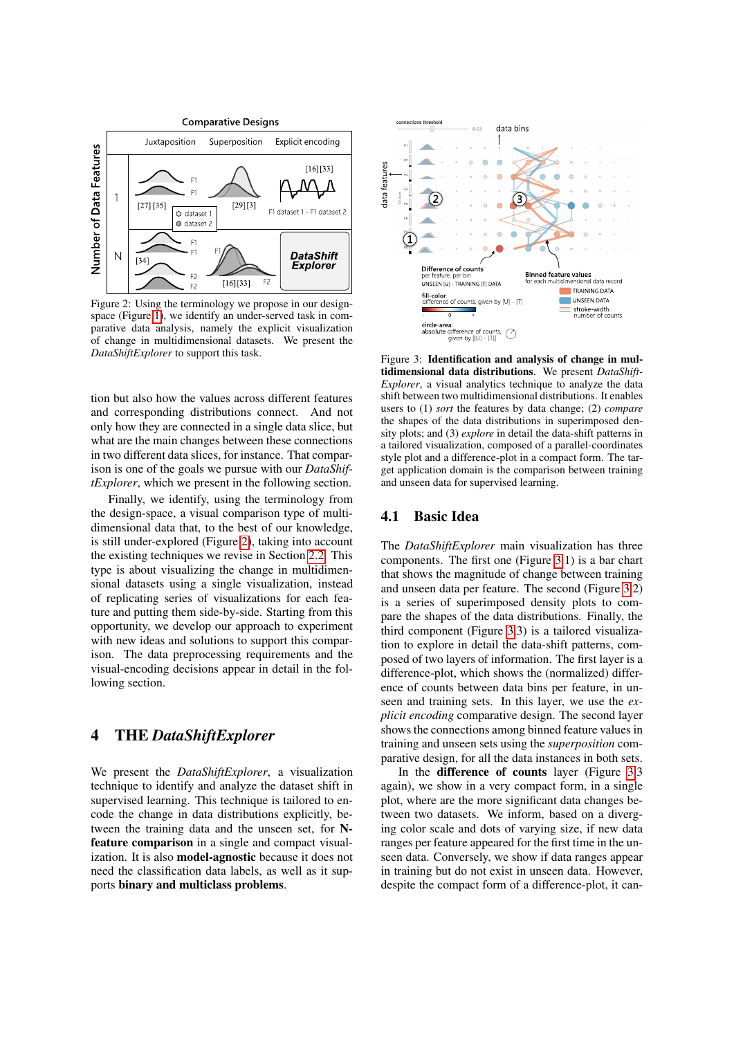Figure 2: Using the terminology we propose in our design-space (Figure 1), we identify an under-served task in comparative data analysis, namely the explicit visualization of change in multidimensional datasets. We present the *DataShiftExplorer* to support this task.

tion but also how the values across different features and corresponding distributions connect. And not only how they are connected in a single data slice, but what are the main changes between these connections in two different data slices, for instance. That comparison is one of the goals we pursue with our *DataShiftExplorer*, which we present in the following section.

Finally, we identify, using the terminology from the design-space, a visual comparison type of multidimensional data that, to the best of our knowledge, is still under-explored (Figure 2), taking into account the existing techniques we revise in Section 2.2. This type is about visualizing the change in multidimensional datasets using a single visualization, instead of replicating series of visualizations for each feature and putting them side-by-side. Starting from this opportunity, we develop our approach to experiment with new ideas and solutions to support this comparison. The data preprocessing requirements and the visual-encoding decisions appear in detail in the following section.

# 4 THE *DataShiftExplorer*

We present the *DataShiftExplorer*, a visualization technique to identify and analyze the dataset shift in supervised learning. This technique is tailored to encode the change in data distributions explicitly, between the training data and the unseen set, for **N-feature comparison** in a single and compact visualization. It is also **model-agnostic** because it does not need the classification data labels, as well as it supports **binary and multiclass problems**.

Figure 3: **Identification and analysis of change in multidimensional data distributions**. We present *DataShift-Explorer*, a visual analytics technique to analyze the data shift between two multidimensional distributions. It enables users to (1) *sort* the features by data change; (2) *compare* the shapes of the data distributions in superimposed density plots; and (3) *explore* in detail the data-shift patterns in a tailored visualization, composed of a parallel-coordinates style plot and a difference-plot in a compact form. The target application domain is the comparison between training and unseen data for supervised learning.

## 4.1 Basic Idea

The *DataShiftExplorer* main visualization has three components. The first one (Figure 3 1) is a bar chart that shows the magnitude of change between training and unseen data per feature. The second (Figure 3 2) is a series of superimposed density plots to compare the shapes of the data distributions. Finally, the third component (Figure 3 3) is a tailored visualization to explore in detail the data-shift patterns, composed of two layers of information. The first layer is a difference-plot, which shows the (normalized) difference of counts between data bins per feature, in unseen and training sets. In this layer, we use the *explicit encoding* comparative design. The second layer shows the connections among binned feature values in training and unseen sets using the *superposition* comparative design, for all the data instances in both sets.

In the **difference of counts** layer (Figure 3 3 again), we show in a very compact form, in a single plot, where are the more significant data changes between two datasets. We inform, based on a diverging color scale and dots of varying size, if new data ranges per feature appeared for the first time in the unseen data. Conversely, we show if data ranges appear in training but do not exist in unseen data. However, despite the compact form of a difference-plot, it can-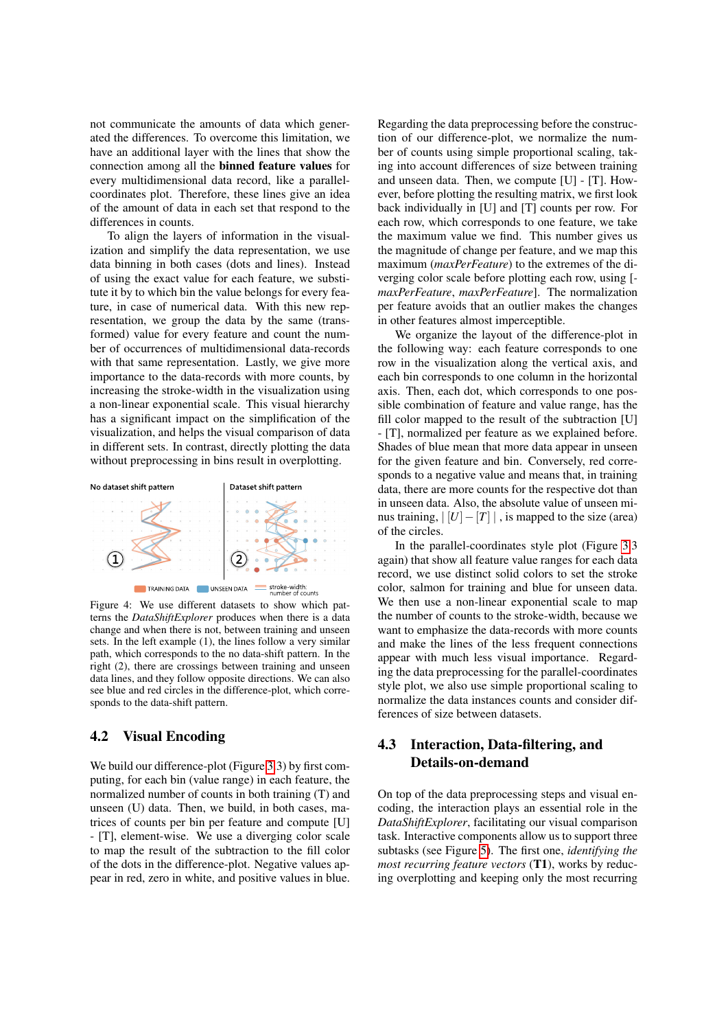not communicate the amounts of data which generated the differences. To overcome this limitation, we have an additional layer with the lines that show the connection among all the **binned feature values** for every multidimensional data record, like a parallel-coordinates plot. Therefore, these lines give an idea of the amount of data in each set that respond to the differences in counts.

To align the layers of information in the visualization and simplify the data representation, we use data binning in both cases (dots and lines). Instead of using the exact value for each feature, we substitute it by to which bin the value belongs for every feature, in case of numerical data. With this new representation, we group the data by the same (transformed) value for every feature and count the number of occurrences of multidimensional data-records with that same representation. Lastly, we give more importance to the data-records with more counts, by increasing the stroke-width in the visualization using a non-linear exponential scale. This visual hierarchy has a significant impact on the simplification of the visualization, and helps the visual comparison of data in different sets. In contrast, directly plotting the data without preprocessing in bins result in overplotting.

No dataset shift pattern | Dataset shift pattern

TRAINING DATA | UNSEEN DATA | stroke-width: number of counts

Figure 4: We use different datasets to show which patterns the *DataShiftExplorer* produces when there is a data change and when there is not, between training and unseen sets. In the left example (1), the lines follow a very similar path, which corresponds to the no data-shift pattern. In the right (2), there are crossings between training and unseen data lines, and they follow opposite directions. We can also see blue and red circles in the difference-plot, which corresponds to the data-shift pattern.

## 4.2 Visual Encoding

We build our difference-plot (Figure 3.3) by first computing, for each bin (value range) in each feature, the normalized number of counts in both training (T) and unseen (U) data. Then, we build, in both cases, matrices of counts per bin per feature and compute [U] - [T], element-wise. We use a diverging color scale to map the result of the subtraction to the fill color of the dots in the difference-plot. Negative values appear in red, zero in white, and positive values in blue.

Regarding the data preprocessing before the construction of our difference-plot, we normalize the number of counts using simple proportional scaling, taking into account differences of size between training and unseen data. Then, we compute [U] - [T]. However, before plotting the resulting matrix, we first look back individually in [U] and [T] counts per row. For each row, which corresponds to one feature, we take the maximum value we find. This number gives us the magnitude of change per feature, and we map this maximum (*maxPerFeature*) to the extremes of the diverging color scale before plotting each row, using [-*maxPerFeature*, *maxPerFeature*]. The normalization per feature avoids that an outlier makes the changes in other features almost imperceptible.

We organize the layout of the difference-plot in the following way: each feature corresponds to one row in the visualization along the vertical axis, and each bin corresponds to one column in the horizontal axis. Then, each dot, which corresponds to one possible combination of feature and value range, has the fill color mapped to the result of the subtraction [U] - [T], normalized per feature as we explained before. Shades of blue mean that more data appear in unseen data for the given feature and bin. Conversely, red corresponds to a negative value and means that, in training data, there are more counts for the respective dot than in unseen data. Also, the absolute value of unseen minus training, $|[U]-[T]|$, is mapped to the size (area) of the circles.

In the parallel-coordinates style plot (Figure 3.3 again) that show all feature value ranges for each data record, we use distinct solid colors to set the stroke color, salmon for training and blue for unseen data. We then use a non-linear exponential scale to map the number of counts to the stroke-width, because we want to emphasize the data-records with more counts and make the lines of the less frequent connections appear with much less visual importance. Regarding the data preprocessing for the parallel-coordinates style plot, we also use simple proportional scaling to normalize the data instances counts and consider differences of size between datasets.

## 4.3 Interaction, Data-filtering, and Details-on-demand

On top of the data preprocessing steps and visual encoding, the interaction plays an essential role in the *DataShiftExplorer*, facilitating our visual comparison task. Interactive components allow us to support three subtasks (see Figure 5). The first one, *identifying the most recurring feature vectors* (**T1**), works by reducing overplotting and keeping only the most recurring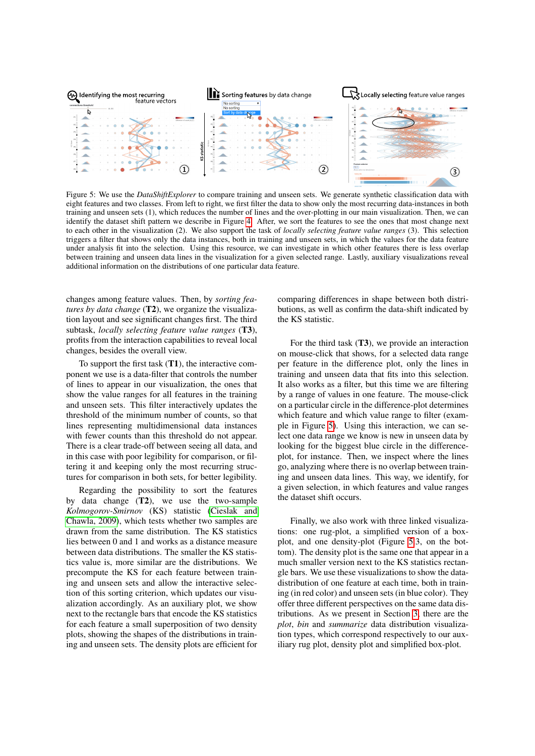Figure 5: We use the *DataShiftExplorer* to compare training and unseen sets. We generate synthetic classification data with eight features and two classes. From left to right, we first filter the data to show only the most recurring data-instances in both training and unseen sets (1), which reduces the number of lines and the over-plotting in our main visualization. Then, we can identify the dataset shift pattern we describe in Figure 4. After, we sort the features to see the ones that most change next to each other in the visualization (2). We also support the task of *locally selecting feature value ranges* (3). This selection triggers a filter that shows only the data instances, both in training and unseen sets, in which the values for the data feature under analysis fit into the selection. Using this resource, we can investigate in which other features there is less overlap between training and unseen data lines in the visualization for a given selected range. Lastly, auxiliary visualizations reveal additional information on the distributions of one particular data feature.

changes among feature values. Then, by *sorting features by data change* (**T2**), we organize the visualization layout and see significant changes first. The third subtask, *locally selecting feature value ranges* (**T3**), profits from the interaction capabilities to reveal local changes, besides the overall view.

To support the first task (**T1**), the interactive component we use is a data-filter that controls the number of lines to appear in our visualization, the ones that show the value ranges for all features in the training and unseen sets. This filter interactively updates the threshold of the minimum number of counts, so that lines representing multidimensional data instances with fewer counts than this threshold do not appear. There is a clear trade-off between seeing all data, and in this case with poor legibility for comparison, or filtering it and keeping only the most recurring structures for comparison in both sets, for better legibility.

Regarding the possibility to sort the features by data change (**T2**), we use the two-sample *Kolmogorov-Smirnov* (KS) statistic (Cieslak and Chawla, 2009), which tests whether two samples are drawn from the same distribution. The KS statistics lies between 0 and 1 and works as a distance measure between data distributions. The smaller the KS statistics value is, more similar are the distributions. We precompute the KS for each feature between training and unseen sets and allow the interactive selection of this sorting criterion, which updates our visualization accordingly. As an auxiliary plot, we show next to the rectangle bars that encode the KS statistics for each feature a small superposition of two density plots, showing the shapes of the distributions in training and unseen sets. The density plots are efficient for comparing differences in shape between both distributions, as well as confirm the data-shift indicated by the KS statistic.

For the third task (**T3**), we provide an interaction on mouse-click that shows, for a selected data range per feature in the difference plot, only the lines in training and unseen data that fits into this selection. It also works as a filter, but this time we are filtering by a range of values in one feature. The mouse-click on a particular circle in the difference-plot determines which feature and which value range to filter (example in Figure 5). Using this interaction, we can select one data range we know is new in unseen data by looking for the biggest blue circle in the difference-plot, for instance. Then, we inspect where the lines go, analyzing where there is no overlap between training and unseen data lines. This way, we identify, for a given selection, in which features and value ranges the dataset shift occurs.

Finally, we also work with three linked visualizations: one rug-plot, a simplified version of a box-plot, and one density-plot (Figure 5.3, on the bottom). The density plot is the same one that appear in a much smaller version next to the KS statistics rectangle bars. We use these visualizations to show the data-distribution of one feature at each time, both in training (in red color) and unseen sets (in blue color). They offer three different perspectives on the same data distributions. As we present in Section 3, there are the *plot*, *bin* and *summarize* data distribution visualization types, which correspond respectively to our auxiliary rug plot, density plot and simplified box-plot.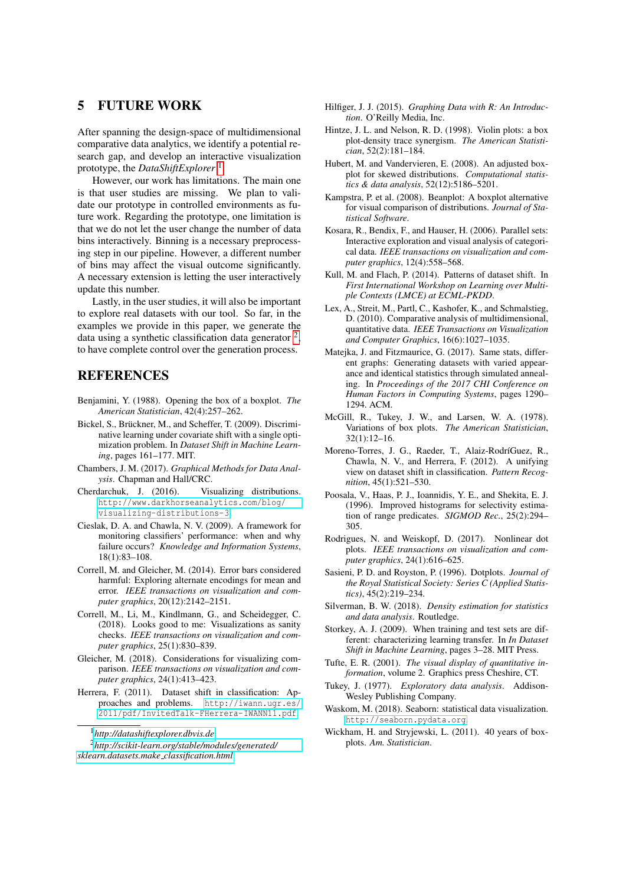## 5 FUTURE WORK

After spanning the design-space of multidimensional comparative data analytics, we identify a potential research gap, and develop an interactive visualization prototype, the *DataShiftExplorer* [1].

However, our work has limitations. The main one is that user studies are missing. We plan to validate our prototype in controlled environments as future work. Regarding the prototype, one limitation is that we do not let the user change the number of data bins interactively. Binning is a necessary preprocessing step in our pipeline. However, a different number of bins may affect the visual outcome significantly. A necessary extension is letting the user interactively update this number.

Lastly, in the user studies, it will also be important to explore real datasets with our tool. So far, in the examples we provide in this paper, we generate the data using a synthetic classification data generator [2], to have complete control over the generation process.

[1] *http://datashiftexplorer.dbvis.de*

[2] *http://scikit-learn.org/stable/modules/generated/sklearn.datasets.make_classification.html*

## REFERENCES

Benjamini, Y. (1988). Opening the box of a boxplot. *The American Statistician*, 42(4):257–262.

Bickel, S., Brückner, M., and Scheffer, T. (2009). Discriminative learning under covariate shift with a single optimization problem. In *Dataset Shift in Machine Learning*, pages 161–177. MIT.

Chambers, J. M. (2017). *Graphical Methods for Data Analysis*. Chapman and Hall/CRC.

Cherdarchuk, J. (2016). Visualizing distributions. http://www.darkhorseanalytics.com/blog/visualizing-distributions-3.

Cieslak, D. A. and Chawla, N. V. (2009). A framework for monitoring classifiers' performance: when and why failure occurs? *Knowledge and Information Systems*, 18(1):83–108.

Correll, M. and Gleicher, M. (2014). Error bars considered harmful: Exploring alternate encodings for mean and error. *IEEE transactions on visualization and computer graphics*, 20(12):2142–2151.

Correll, M., Li, M., Kindlmann, G., and Scheidegger, C. (2018). Looks good to me: Visualizations as sanity checks. *IEEE transactions on visualization and computer graphics*, 25(1):830–839.

Gleicher, M. (2018). Considerations for visualizing comparison. *IEEE transactions on visualization and computer graphics*, 24(1):413–423.

Herrera, F. (2011). Dataset shift in classification: Approaches and problems. http://iwann.ugr.es/2011/pdf/InvitedTalk-FHerrera-IWANN11.pdf.

Hilfiger, J. J. (2015). *Graphing Data with R: An Introduction*. O'Reilly Media, Inc.

Hintze, J. L. and Nelson, R. D. (1998). Violin plots: a box plot-density trace synergism. *The American Statistician*, 52(2):181–184.

Hubert, M. and Vandervieren, E. (2008). An adjusted boxplot for skewed distributions. *Computational statistics & data analysis*, 52(12):5186–5201.

Kampstra, P. et al. (2008). Beanplot: A boxplot alternative for visual comparison of distributions. *Journal of Statistical Software*.

Kosara, R., Bendix, F., and Hauser, H. (2006). Parallel sets: Interactive exploration and visual analysis of categorical data. *IEEE transactions on visualization and computer graphics*, 12(4):558–568.

Kull, M. and Flach, P. (2014). Patterns of dataset shift. In *First International Workshop on Learning over Multiple Contexts (LMCE) at ECML-PKDD*.

Lex, A., Streit, M., Partl, C., Kashofer, K., and Schmalstieg, D. (2010). Comparative analysis of multidimensional, quantitative data. *IEEE Transactions on Visualization and Computer Graphics*, 16(6):1027–1035.

Matejka, J. and Fitzmaurice, G. (2017). Same stats, different graphs: Generating datasets with varied appearance and identical statistics through simulated annealing. In *Proceedings of the 2017 CHI Conference on Human Factors in Computing Systems*, pages 1290–1294. ACM.

McGill, R., Tukey, J. W., and Larsen, W. A. (1978). Variations of box plots. *The American Statistician*, 32(1):12–16.

Moreno-Torres, J. G., Raeder, T., Alaiz-RodríGuez, R., Chawla, N. V., and Herrera, F. (2012). A unifying view on dataset shift in classification. *Pattern Recognition*, 45(1):521–530.

Poosala, V., Haas, P. J., Ioannidis, Y. E., and Shekita, E. J. (1996). Improved histograms for selectivity estimation of range predicates. *SIGMOD Rec.*, 25(2):294–305.

Rodrigues, N. and Weiskopf, D. (2017). Nonlinear dot plots. *IEEE transactions on visualization and computer graphics*, 24(1):616–625.

Sasieni, P. D. and Royston, P. (1996). Dotplots. *Journal of the Royal Statistical Society: Series C (Applied Statistics)*, 45(2):219–234.

Silverman, B. W. (2018). *Density estimation for statistics and data analysis*. Routledge.

Storkey, A. J. (2009). When training and test sets are different: characterizing learning transfer. In *In Dataset Shift in Machine Learning*, pages 3–28. MIT Press.

Tufte, E. R. (2001). *The visual display of quantitative information*, volume 2. Graphics press Cheshire, CT.

Tukey, J. (1977). *Exploratory data analysis*. Addison-Wesley Publishing Company.

Waskom, M. (2018). Seaborn: statistical data visualization. http://seaborn.pydata.org.

Wickham, H. and Stryjewski, L. (2011). 40 years of boxplots. *Am. Statistician*.